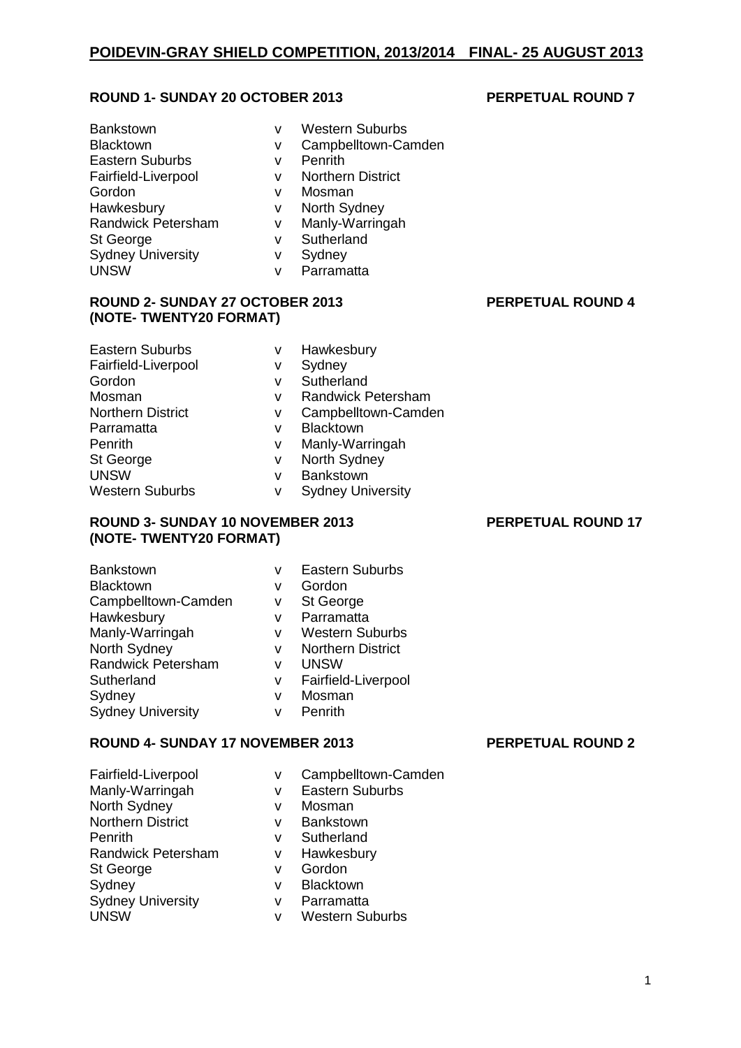# POIDEVIN-GRAY SHIELD COMPETITION, 2013/2014 FINAL- 25 AUGUST 2013

## ROUND 1- SUNDAY 20 OCTOBER 2013 — PERPETUAL ROUND 7

| | | |
|---|---|---|
| Bankstown | v | Western Suburbs |
| Blacktown | v | Campbelltown-Camden |
| Eastern Suburbs | v | Penrith |
| Fairfield-Liverpool | v | Northern District |
| Gordon | v | Mosman |
| Hawkesbury | v | North Sydney |
| Randwick Petersham | v | Manly-Warringah |
| St George | v | Sutherland |
| Sydney University | v | Sydney |
| UNSW | v | Parramatta |

## ROUND 2- SUNDAY 27 OCTOBER 2013 (NOTE- TWENTY20 FORMAT) — PERPETUAL ROUND 4

| | | |
|---|---|---|
| Eastern Suburbs | v | Hawkesbury |
| Fairfield-Liverpool | v | Sydney |
| Gordon | v | Sutherland |
| Mosman | v | Randwick Petersham |
| Northern District | v | Campbelltown-Camden |
| Parramatta | v | Blacktown |
| Penrith | v | Manly-Warringah |
| St George | v | North Sydney |
| UNSW | v | Bankstown |
| Western Suburbs | v | Sydney University |

## ROUND 3- SUNDAY 10 NOVEMBER 2013 (NOTE- TWENTY20 FORMAT) — PERPETUAL ROUND 17

| | | |
|---|---|---|
| Bankstown | v | Eastern Suburbs |
| Blacktown | v | Gordon |
| Campbelltown-Camden | v | St George |
| Hawkesbury | v | Parramatta |
| Manly-Warringah | v | Western Suburbs |
| North Sydney | v | Northern District |
| Randwick Petersham | v | UNSW |
| Sutherland | v | Fairfield-Liverpool |
| Sydney | v | Mosman |
| Sydney University | v | Penrith |

## ROUND 4- SUNDAY 17 NOVEMBER 2013 — PERPETUAL ROUND 2

| | | |
|---|---|---|
| Fairfield-Liverpool | v | Campbelltown-Camden |
| Manly-Warringah | v | Eastern Suburbs |
| North Sydney | v | Mosman |
| Northern District | v | Bankstown |
| Penrith | v | Sutherland |
| Randwick Petersham | v | Hawkesbury |
| St George | v | Gordon |
| Sydney | v | Blacktown |
| Sydney University | v | Parramatta |
| UNSW | v | Western Suburbs |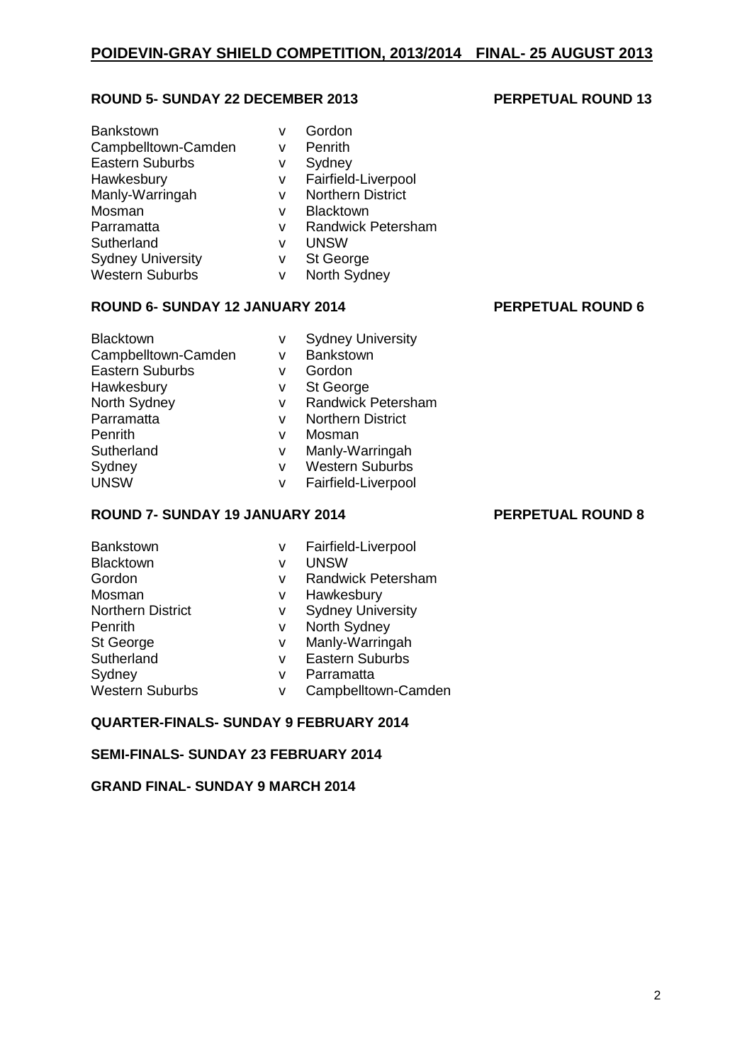## POIDEVIN-GRAY SHIELD COMPETITION, 2013/2014 FINAL- 25 AUGUST 2013

### ROUND 5- SUNDAY 22 DECEMBER 2013 PERPETUAL ROUND 13

| | | |
|---|---|---|
| Bankstown | v | Gordon |
| Campbelltown-Camden | v | Penrith |
| Eastern Suburbs | v | Sydney |
| Hawkesbury | v | Fairfield-Liverpool |
| Manly-Warringah | v | Northern District |
| Mosman | v | Blacktown |
| Parramatta | v | Randwick Petersham |
| Sutherland | v | UNSW |
| Sydney University | v | St George |
| Western Suburbs | v | North Sydney |

### ROUND 6- SUNDAY 12 JANUARY 2014 PERPETUAL ROUND 6

| | | |
|---|---|---|
| Blacktown | v | Sydney University |
| Campbelltown-Camden | v | Bankstown |
| Eastern Suburbs | v | Gordon |
| Hawkesbury | v | St George |
| North Sydney | v | Randwick Petersham |
| Parramatta | v | Northern District |
| Penrith | v | Mosman |
| Sutherland | v | Manly-Warringah |
| Sydney | v | Western Suburbs |
| UNSW | v | Fairfield-Liverpool |

### ROUND 7- SUNDAY 19 JANUARY 2014 PERPETUAL ROUND 8

| | | |
|---|---|---|
| Bankstown | v | Fairfield-Liverpool |
| Blacktown | v | UNSW |
| Gordon | v | Randwick Petersham |
| Mosman | v | Hawkesbury |
| Northern District | v | Sydney University |
| Penrith | v | North Sydney |
| St George | v | Manly-Warringah |
| Sutherland | v | Eastern Suburbs |
| Sydney | v | Parramatta |
| Western Suburbs | v | Campbelltown-Camden |

### QUARTER-FINALS- SUNDAY 9 FEBRUARY 2014

### SEMI-FINALS- SUNDAY 23 FEBRUARY 2014

### GRAND FINAL- SUNDAY 9 MARCH 2014